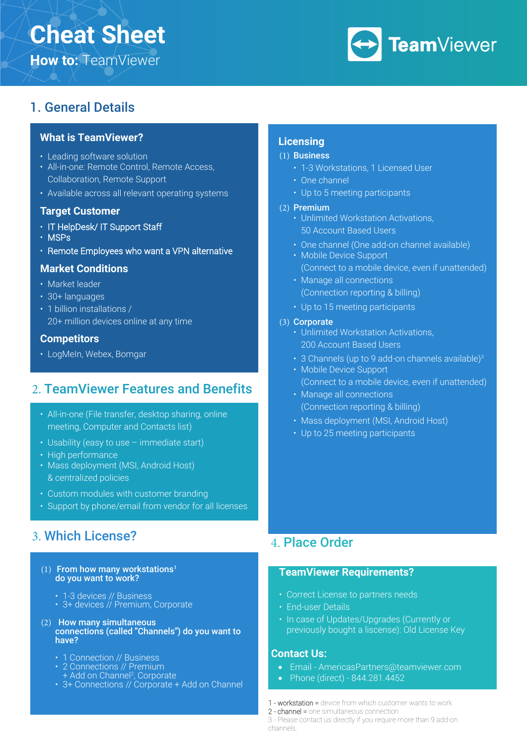# Cheat Sheet

**How to:** TeamViewer

TeamViewer

## 1. General Details

### What is TeamViewer?

- Leading software solution
- All-in-one: Remote Control, Remote Access, Collaboration, Remote Support
- Available across all relevant operating systems

### Target Customer

- IT HelpDesk/ IT Support Staff
- MSPs
- Remote Employees who want a VPN alternative

### Market Conditions

- Market leader
- 30+ languages
- 1 billion installations / 20+ million devices online at any time

### Competitors

- LogMeIn, Webex, Bomgar

### Licensing

(1) **Business**

- 1-3 Workstations, 1 Licensed User
- One channel
- Up to 5 meeting participants

(2) **Premium**

- Unlimited Workstation Activations, 50 Account Based Users
- One channel (One add-on channel available)
- Mobile Device Support (Connect to a mobile device, even if unattended)
- Manage all connections (Connection reporting & billing)
- Up to 15 meeting participants

(3) **Corporate**

- Unlimited Workstation Activations, 200 Account Based Users
- 3 Channels (up to 9 add-on channels available)[3]
- Mobile Device Support (Connect to a mobile device, even if unattended)
- Manage all connections (Connection reporting & billing)
- Mass deployment (MSI, Android Host)
- Up to 25 meeting participants

## 2. TeamViewer Features and Benefits

- All-in-one (File transfer, desktop sharing, online meeting, Computer and Contacts list)
- Usability (easy to use – immediate start)
- High performance
- Mass deployment (MSI, Android Host) & centralized policies
- Custom modules with customer branding
- Support by phone/email from vendor for all licenses

## 3. Which License?

(1) **From how many workstations[1] do you want to work?**

- 1-3 devices // Business
- 3+ devices // Premium, Corporate

(2) **How many simultaneous connections (called "Channels") do you want to have?**

- 1 Connection // Business
- 2 Connections // Premium + Add on Channel[2], Corporate
- 3+ Connections // Corporate + Add on Channel

## 4. Place Order

### TeamViewer Requirements?

- Correct License to partners needs
- End-user Details
- In case of Updates/Upgrades (Currently or previously bought a liscense): Old License Key

### Contact Us:

- Email - AmericasPartners@teamviewer.com
- Phone (direct) - 844.281.4452

1 - workstation = device from which customer wants to work
2 - channel = one simultaneous connection
3 - Please contact us directly if you require more than 9 add-on channels.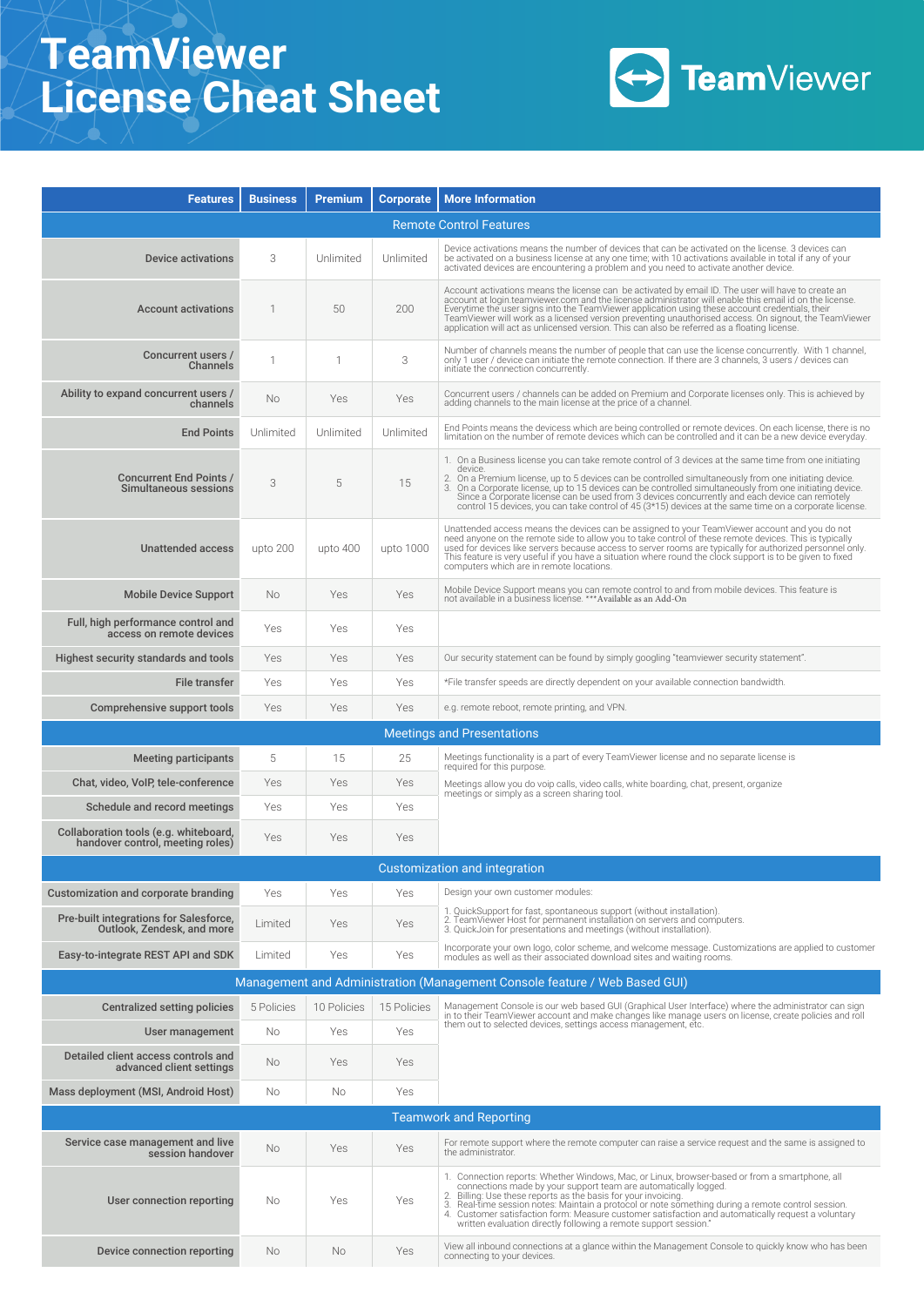# TeamViewer License Cheat Sheet

TeamViewer

| Features | Business | Premium | Corporate | More Information |
|---|---|---|---|---|
| **Remote Control Features** | | | | |
| Device activations | 3 | Unlimited | Unlimited | Device activations means the number of devices that can be activated on the license. 3 devices can be activated on a business license at any one time; with 10 activations available in total if any of your activated devices are encountering a problem and you need to activate another device. |
| Account activations | 1 | 50 | 200 | Account activations means the license can be activated by email ID. The user will have to create an account at login.teamviewer.com and the license administrator will enable this email id on the license. Everytime the user signs into the TeamViewer application using these account credentials, their TeamViewer will work as a licensed version preventing unauthorised access. On signout, the TeamViewer application will act as unlicensed version. This can also be referred as a floating license. |
| Concurrent users / Channels | 1 | 1 | 3 | Number of channels means the number of people that can use the license concurrently. With 1 channel, only 1 user / device can initiate the remote connection. If there are 3 channels, 3 users / devices can initiate the connection concurrently. |
| Ability to expand concurrent users / channels | No | Yes | Yes | Concurrent users / channels can be added on Premium and Corporate licenses only. This is achieved by adding channels to the main license at the price of a channel. |
| End Points | Unlimited | Unlimited | Unlimited | End Points means the devicess which are being controlled or remote devices. On each license, there is no limitation on the number of remote devices which can be controlled and it can be a new device everyday. |
| Concurrent End Points / Simultaneous sessions | 3 | 5 | 15 | 1. On a Business license you can take remote control of 3 devices at the same time from one initiating device. 2. On a Premium license, up to 5 devices can be controlled simultaneously from one initiating device. 3. On a Corporate license, up to 15 devices can be controlled simultaneously from one initiating device. Since a Corporate license can be used from 3 devices concurrently and each device can remotely control 15 devices, you can take control of 45 (3*15) devices at the same time on a corporate license. |
| Unattended access | upto 200 | upto 400 | upto 1000 | Unattended access means the devices can be assigned to your TeamViewer account and you do not need anyone on the remote side to allow you to take control of these remote devices. This is typically used for devices like servers because access to server rooms are typically for authorized personnel only. This feature is very useful if you have a situation where round the clock support is to be given to fixed computers which are in remote locations. |
| Mobile Device Support | No | Yes | Yes | Mobile Device Support means you can remote control to and from mobile devices. This feature is not available in a business license. ***Available as an Add-On |
| Full, high performance control and access on remote devices | Yes | Yes | Yes | |
| Highest security standards and tools | Yes | Yes | Yes | Our security statement can be found by simply googling "teamviewer security statement". |
| File transfer | Yes | Yes | Yes | *File transfer speeds are directly dependent on your available connection bandwidth. |
| Comprehensive support tools | Yes | Yes | Yes | e.g. remote reboot, remote printing, and VPN. |
| **Meetings and Presentations** | | | | |
| Meeting participants | 5 | 15 | 25 | Meetings functionality is a part of every TeamViewer license and no separate license is required for this purpose. |
| Chat, video, VoIP, tele-conference | Yes | Yes | Yes | Meetings allow you do voip calls, video calls, white boarding, chat, present, organize meetings or simply as a screen sharing tool. |
| Schedule and record meetings | Yes | Yes | Yes | |
| Collaboration tools (e.g. whiteboard, handover control, meeting roles) | Yes | Yes | Yes | |
| **Customization and integration** | | | | |
| Customization and corporate branding | Yes | Yes | Yes | Design your own customer modules: |
| Pre-built integrations for Salesforce, Outlook, Zendesk, and more | Limited | Yes | Yes | 1. QuickSupport for fast, spontaneous support (without installation). 2. TeamViewer Host for permanent installation on servers and computers. 3. QuickJoin for presentations and meetings (without installation). |
| Easy-to-integrate REST API and SDK | Limited | Yes | Yes | Incorporate your own logo, color scheme, and welcome message. Customizations are applied to customer modules as well as their associated download sites and waiting rooms. |
| **Management and Administration (Management Console feature / Web Based GUI)** | | | | |
| Centralized setting policies | 5 Policies | 10 Policies | 15 Policies | Management Console is our web based GUI (Graphical User Interface) where the administrator can sign in to their TeamViewer account and make changes like manage users on license, create policies and roll them out to selected devices, settings access management, etc. |
| User management | No | Yes | Yes | |
| Detailed client access controls and advanced client settings | No | Yes | Yes | |
| Mass deployment (MSI, Android Host) | No | No | Yes | |
| **Teamwork and Reporting** | | | | |
| Service case management and live session handover | No | Yes | Yes | For remote support where the remote computer can raise a service request and the same is assigned to the administrator. |
| User connection reporting | No | Yes | Yes | 1. Connection reports: Whether Windows, Mac, or Linux, browser-based or from a smartphone, all connections made by your support team are automatically logged. 2. Billing: Use these reports as the basis for your invoicing. 3. Real-time session notes: Maintain a protocol or note something during a remote control session. 4. Customer satisfaction form: Measure customer satisfaction and automatically request a voluntary written evaluation directly following a remote support session." |
| Device connection reporting | No | No | Yes | View all inbound connections at a glance within the Management Console to quickly know who has been connecting to your devices. |